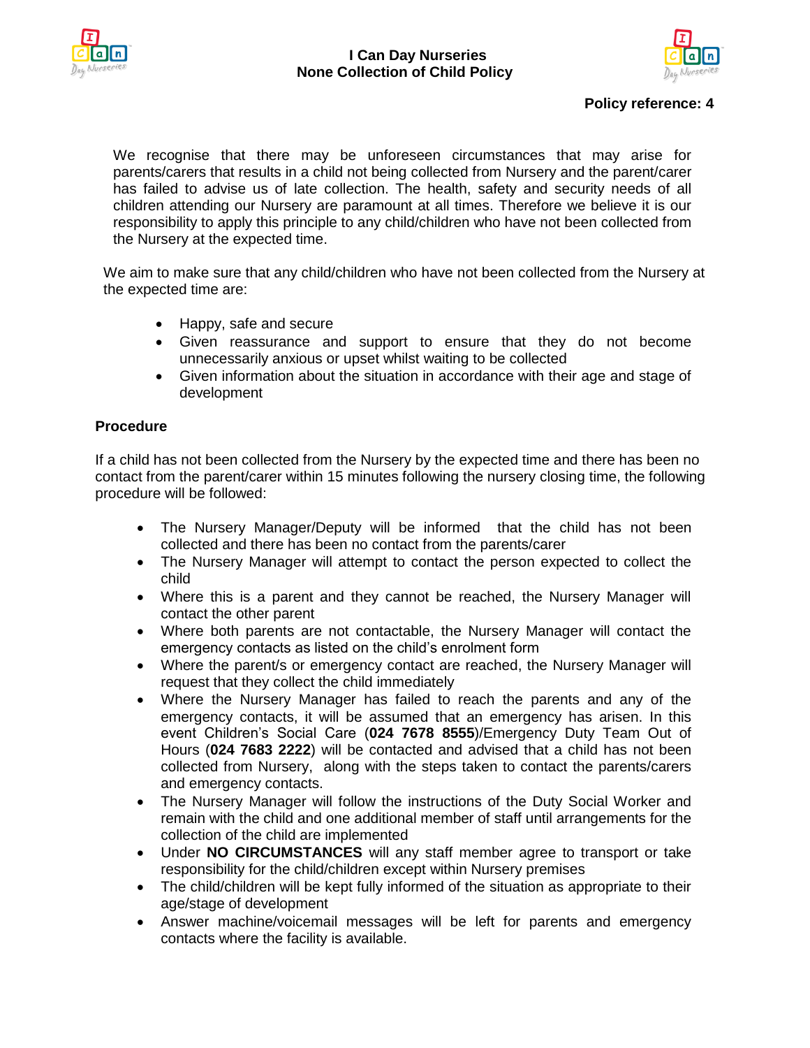# I Can Day Nurseries
## None Collection of Child Policy

**Policy reference: 4**

We recognise that there may be unforeseen circumstances that may arise for parents/carers that results in a child not being collected from Nursery and the parent/carer has failed to advise us of late collection. The health, safety and security needs of all children attending our Nursery are paramount at all times. Therefore we believe it is our responsibility to apply this principle to any child/children who have not been collected from the Nursery at the expected time.

We aim to make sure that any child/children who have not been collected from the Nursery at the expected time are:

- Happy, safe and secure
- Given reassurance and support to ensure that they do not become unnecessarily anxious or upset whilst waiting to be collected
- Given information about the situation in accordance with their age and stage of development

### Procedure

If a child has not been collected from the Nursery by the expected time and there has been no contact from the parent/carer within 15 minutes following the nursery closing time, the following procedure will be followed:

- The Nursery Manager/Deputy will be informed that the child has not been collected and there has been no contact from the parents/carer
- The Nursery Manager will attempt to contact the person expected to collect the child
- Where this is a parent and they cannot be reached, the Nursery Manager will contact the other parent
- Where both parents are not contactable, the Nursery Manager will contact the emergency contacts as listed on the child's enrolment form
- Where the parent/s or emergency contact are reached, the Nursery Manager will request that they collect the child immediately
- Where the Nursery Manager has failed to reach the parents and any of the emergency contacts, it will be assumed that an emergency has arisen. In this event Children's Social Care (**024 7678 8555**)/Emergency Duty Team Out of Hours (**024 7683 2222**) will be contacted and advised that a child has not been collected from Nursery, along with the steps taken to contact the parents/carers and emergency contacts.
- The Nursery Manager will follow the instructions of the Duty Social Worker and remain with the child and one additional member of staff until arrangements for the collection of the child are implemented
- Under **NO CIRCUMSTANCES** will any staff member agree to transport or take responsibility for the child/children except within Nursery premises
- The child/children will be kept fully informed of the situation as appropriate to their age/stage of development
- Answer machine/voicemail messages will be left for parents and emergency contacts where the facility is available.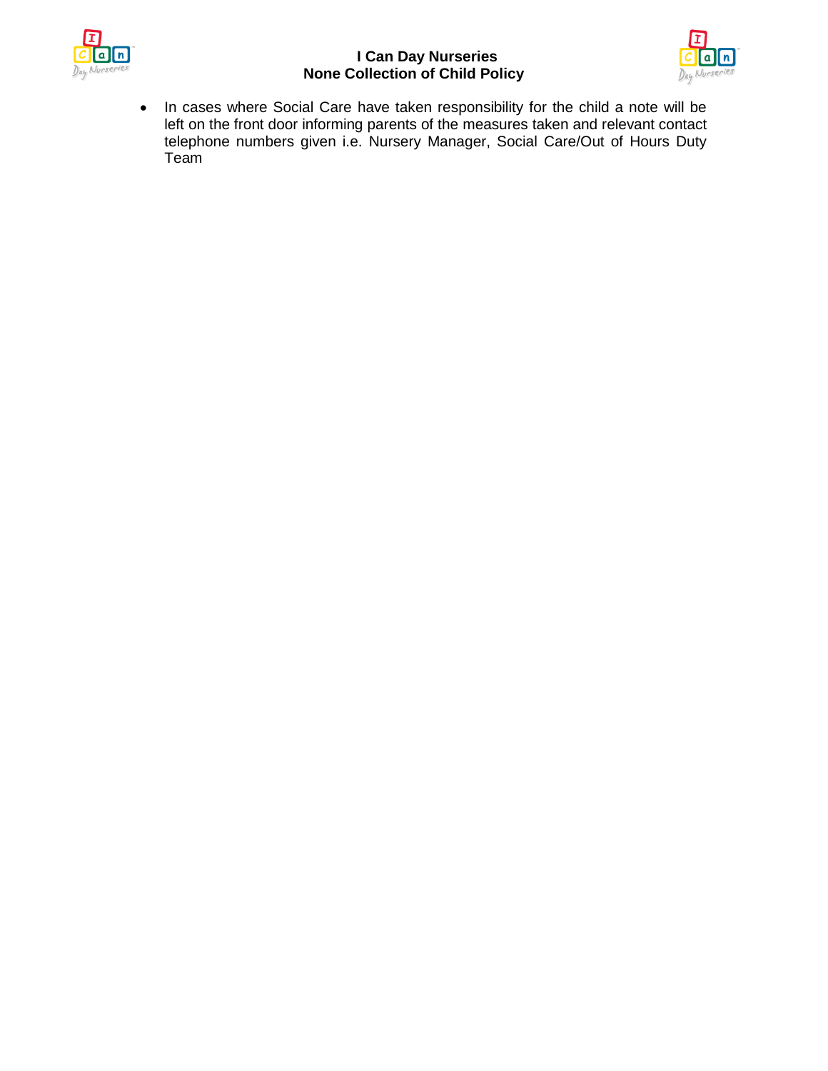- In cases where Social Care have taken responsibility for the child a note will be left on the front door informing parents of the measures taken and relevant contact telephone numbers given i.e. Nursery Manager, Social Care/Out of Hours Duty Team